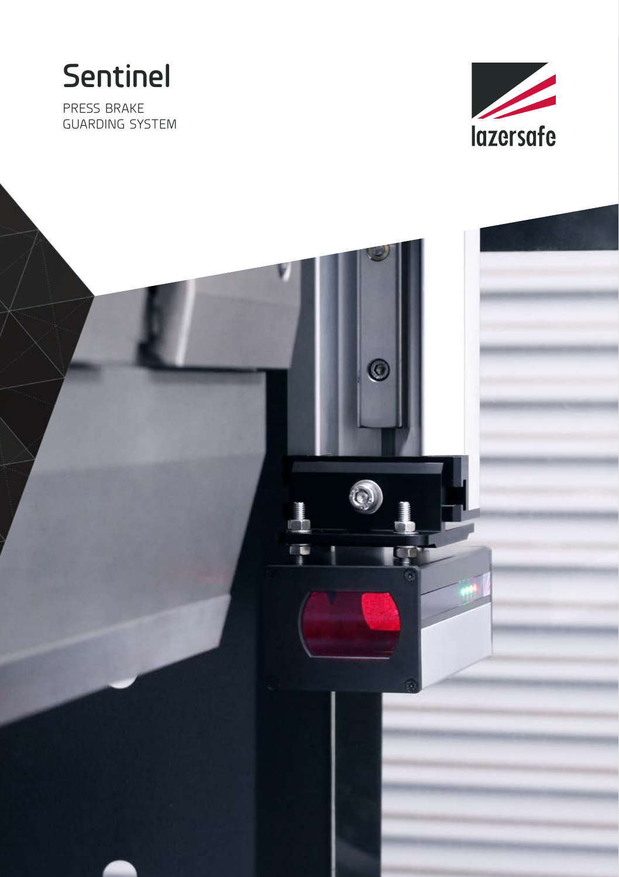# Sentinel

PRESS BRAKE
GUARDING SYSTEM

lazersafe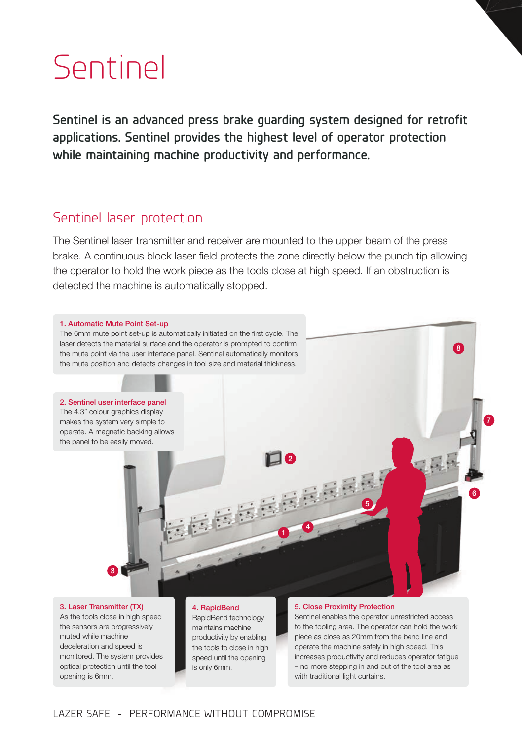# Sentinel

**Sentinel is an advanced press brake guarding system designed for retrofit applications. Sentinel provides the highest level of operator protection while maintaining machine productivity and performance.**

## Sentinel laser protection

The Sentinel laser transmitter and receiver are mounted to the upper beam of the press brake. A continuous block laser field protects the zone directly below the punch tip allowing the operator to hold the work piece as the tools close at high speed. If an obstruction is detected the machine is automatically stopped.

**1. Automatic Mute Point Set-up**
The 6mm mute point set-up is automatically initiated on the first cycle. The laser detects the material surface and the operator is prompted to confirm the mute point via the user interface panel. Sentinel automatically monitors the mute position and detects changes in tool size and material thickness.

**2. Sentinel user interface panel**
The 4.3" colour graphics display makes the system very simple to operate. A magnetic backing allows the panel to be easily moved.

**3. Laser Transmitter (TX)**
As the tools close in high speed the sensors are progressively muted while machine deceleration and speed is monitored. The system provides optical protection until the tool opening is 6mm.

**4. RapidBend**
RapidBend technology maintains machine productivity by enabling the tools to close in high speed until the opening is only 6mm.

**5. Close Proximity Protection**
Sentinel enables the operator unrestricted access to the tooling area. The operator can hold the work piece as close as 20mm from the bend line and operate the machine safely in high speed. This increases productivity and reduces operator fatigue – no more stepping in and out of the tool area as with traditional light curtains.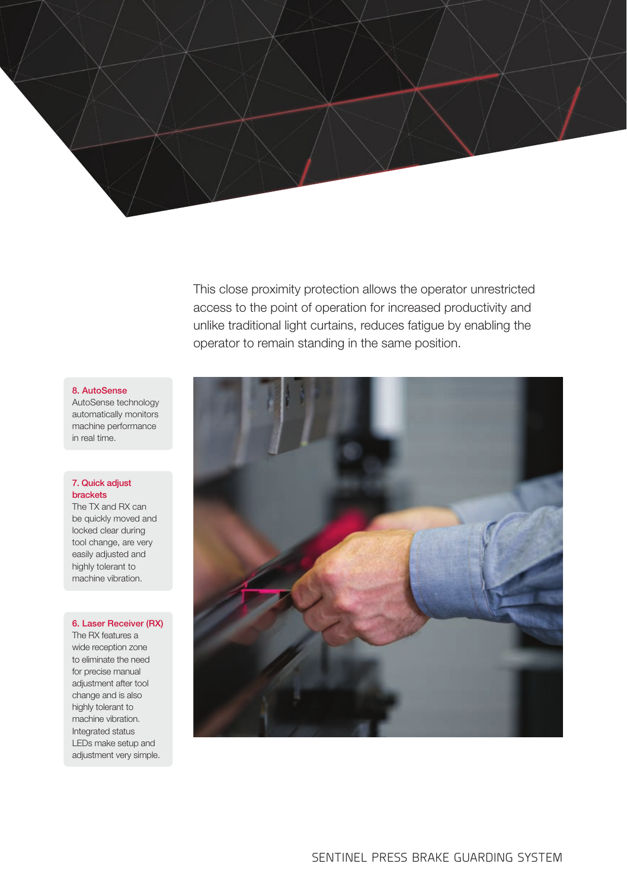This close proximity protection allows the operator unrestricted access to the point of operation for increased productivity and unlike traditional light curtains, reduces fatigue by enabling the operator to remain standing in the same position.

**8. AutoSense**
AutoSense technology automatically monitors machine performance in real time.

**7. Quick adjust brackets**
The TX and RX can be quickly moved and locked clear during tool change, are very easily adjusted and highly tolerant to machine vibration.

**6. Laser Receiver (RX)**
The RX features a wide reception zone to eliminate the need for precise manual adjustment after tool change and is also highly tolerant to machine vibration. Integrated status LEDs make setup and adjustment very simple.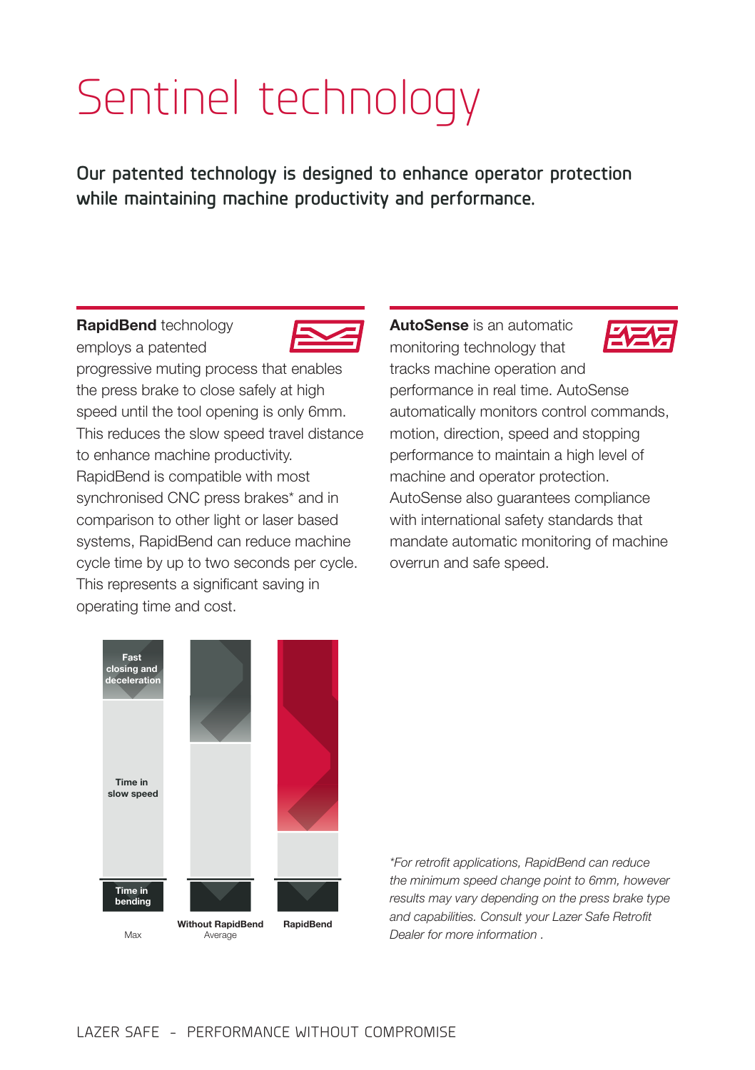# Sentinel technology

**Our patented technology is designed to enhance operator protection while maintaining machine productivity and performance.**

**RapidBend** technology employs a patented progressive muting process that enables the press brake to close safely at high speed until the tool opening is only 6mm. This reduces the slow speed travel distance to enhance machine productivity. RapidBend is compatible with most synchronised CNC press brakes* and in comparison to other light or laser based systems, RapidBend can reduce machine cycle time by up to two seconds per cycle. This represents a significant saving in operating time and cost.

**AutoSense** is an automatic monitoring technology that tracks machine operation and performance in real time. AutoSense automatically monitors control commands, motion, direction, speed and stopping performance to maintain a high level of machine and operator protection. AutoSense also guarantees compliance with international safety standards that mandate automatic monitoring of machine overrun and safe speed.

Fast closing and deceleration

Time in slow speed

Time in bending

Max

**Without RapidBend**
Average

**RapidBend**

*For retrofit applications, RapidBend can reduce the minimum speed change point to 6mm, however results may vary depending on the press brake type and capabilities. Consult your Lazer Safe Retrofit Dealer for more information .*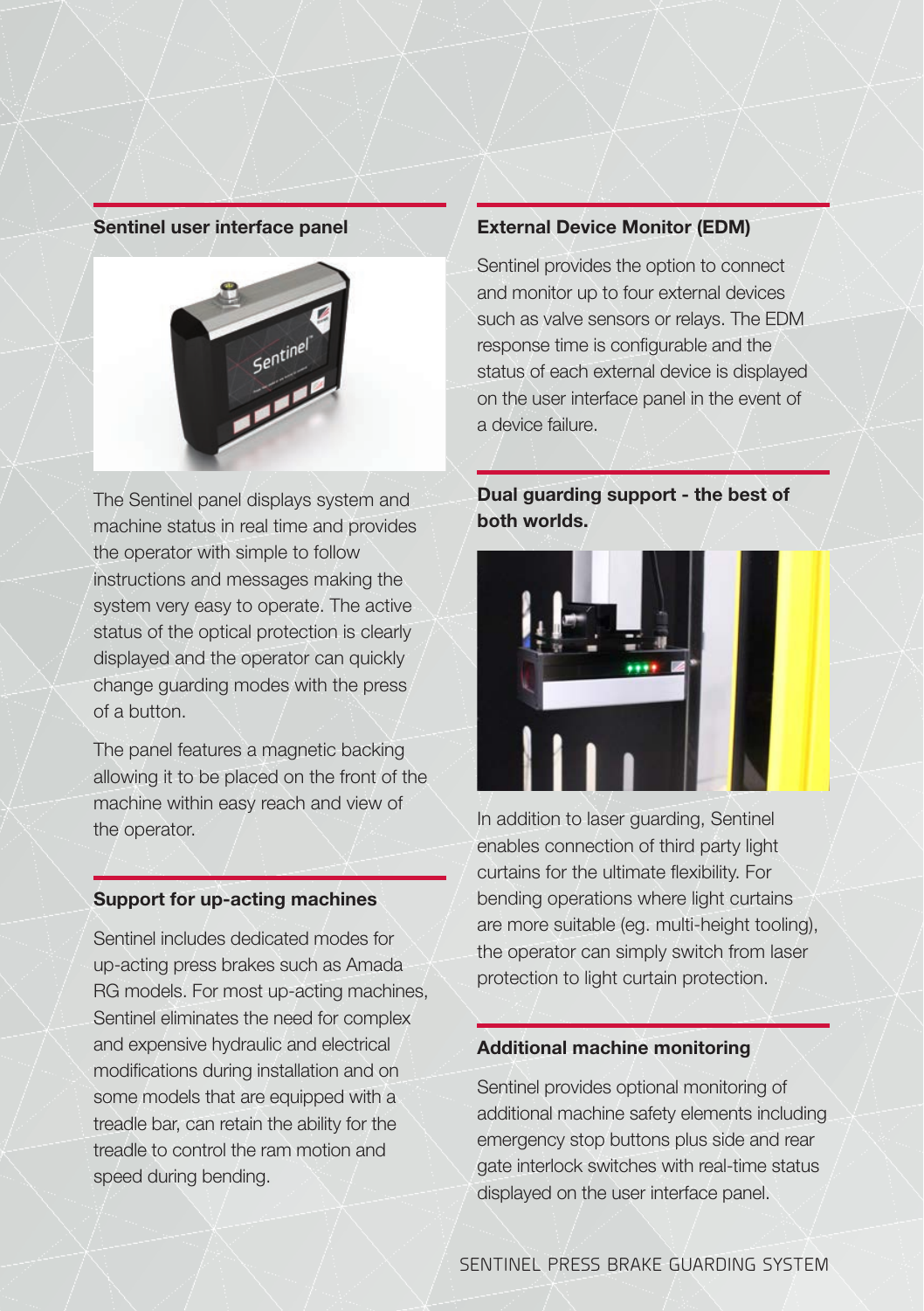## Sentinel user interface panel

The Sentinel panel displays system and machine status in real time and provides the operator with simple to follow instructions and messages making the system very easy to operate. The active status of the optical protection is clearly displayed and the operator can quickly change guarding modes with the press of a button.

The panel features a magnetic backing allowing it to be placed on the front of the machine within easy reach and view of the operator.

## Support for up-acting machines

Sentinel includes dedicated modes for up-acting press brakes such as Amada RG models. For most up-acting machines, Sentinel eliminates the need for complex and expensive hydraulic and electrical modifications during installation and on some models that are equipped with a treadle bar, can retain the ability for the treadle to control the ram motion and speed during bending.

## External Device Monitor (EDM)

Sentinel provides the option to connect and monitor up to four external devices such as valve sensors or relays. The EDM response time is configurable and the status of each external device is displayed on the user interface panel in the event of a device failure.

## Dual guarding support - the best of both worlds.

In addition to laser guarding, Sentinel enables connection of third party light curtains for the ultimate flexibility. For bending operations where light curtains are more suitable (eg. multi-height tooling), the operator can simply switch from laser protection to light curtain protection.

## Additional machine monitoring

Sentinel provides optional monitoring of additional machine safety elements including emergency stop buttons plus side and rear gate interlock switches with real-time status displayed on the user interface panel.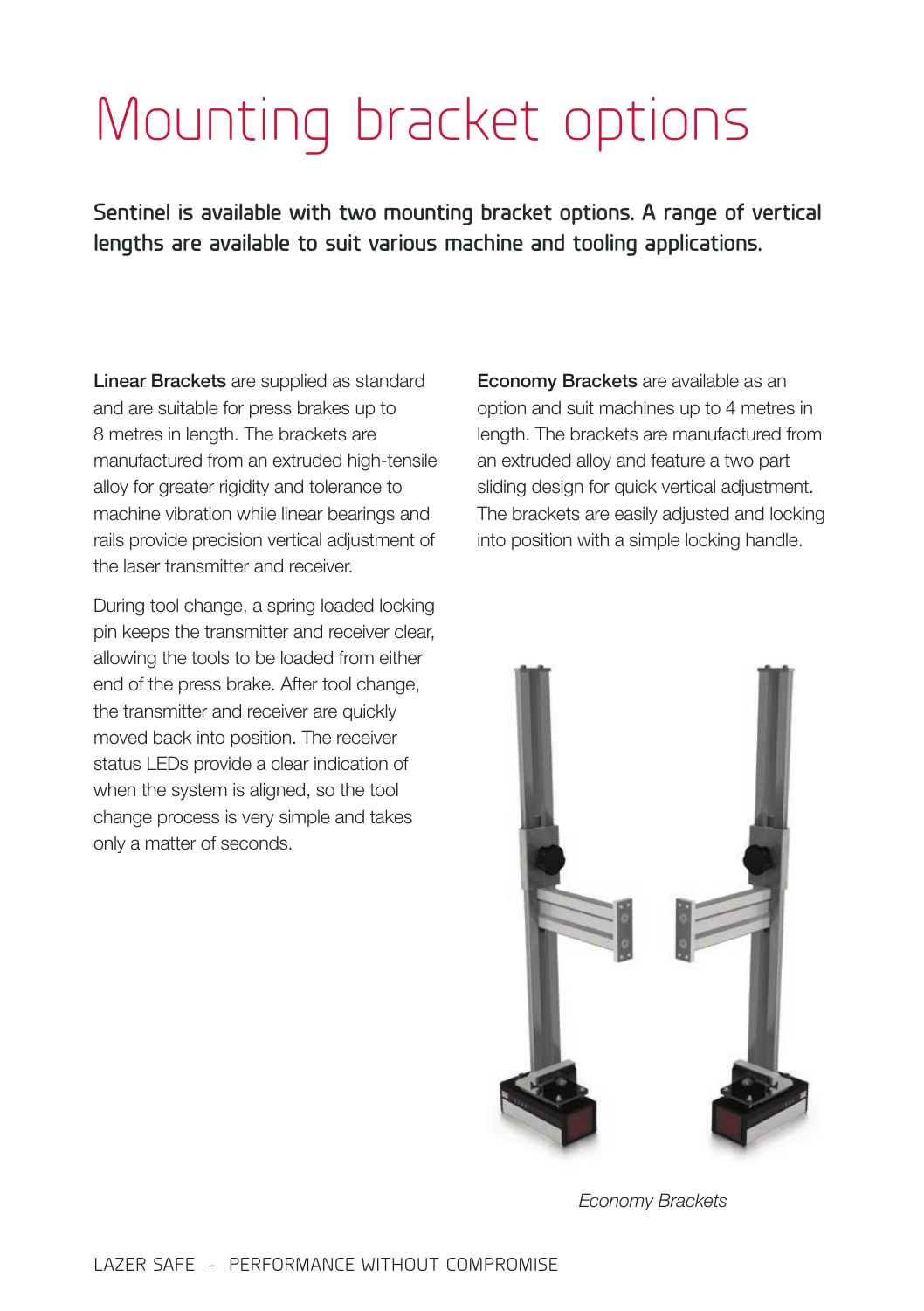# Mounting bracket options

**Sentinel is available with two mounting bracket options. A range of vertical lengths are available to suit various machine and tooling applications.**

**Linear Brackets** are supplied as standard and are suitable for press brakes up to 8 metres in length. The brackets are manufactured from an extruded high-tensile alloy for greater rigidity and tolerance to machine vibration while linear bearings and rails provide precision vertical adjustment of the laser transmitter and receiver.

During tool change, a spring loaded locking pin keeps the transmitter and receiver clear, allowing the tools to be loaded from either end of the press brake. After tool change, the transmitter and receiver are quickly moved back into position. The receiver status LEDs provide a clear indication of when the system is aligned, so the tool change process is very simple and takes only a matter of seconds.

**Economy Brackets** are available as an option and suit machines up to 4 metres in length. The brackets are manufactured from an extruded alloy and feature a two part sliding design for quick vertical adjustment. The brackets are easily adjusted and locking into position with a simple locking handle.

*Economy Brackets*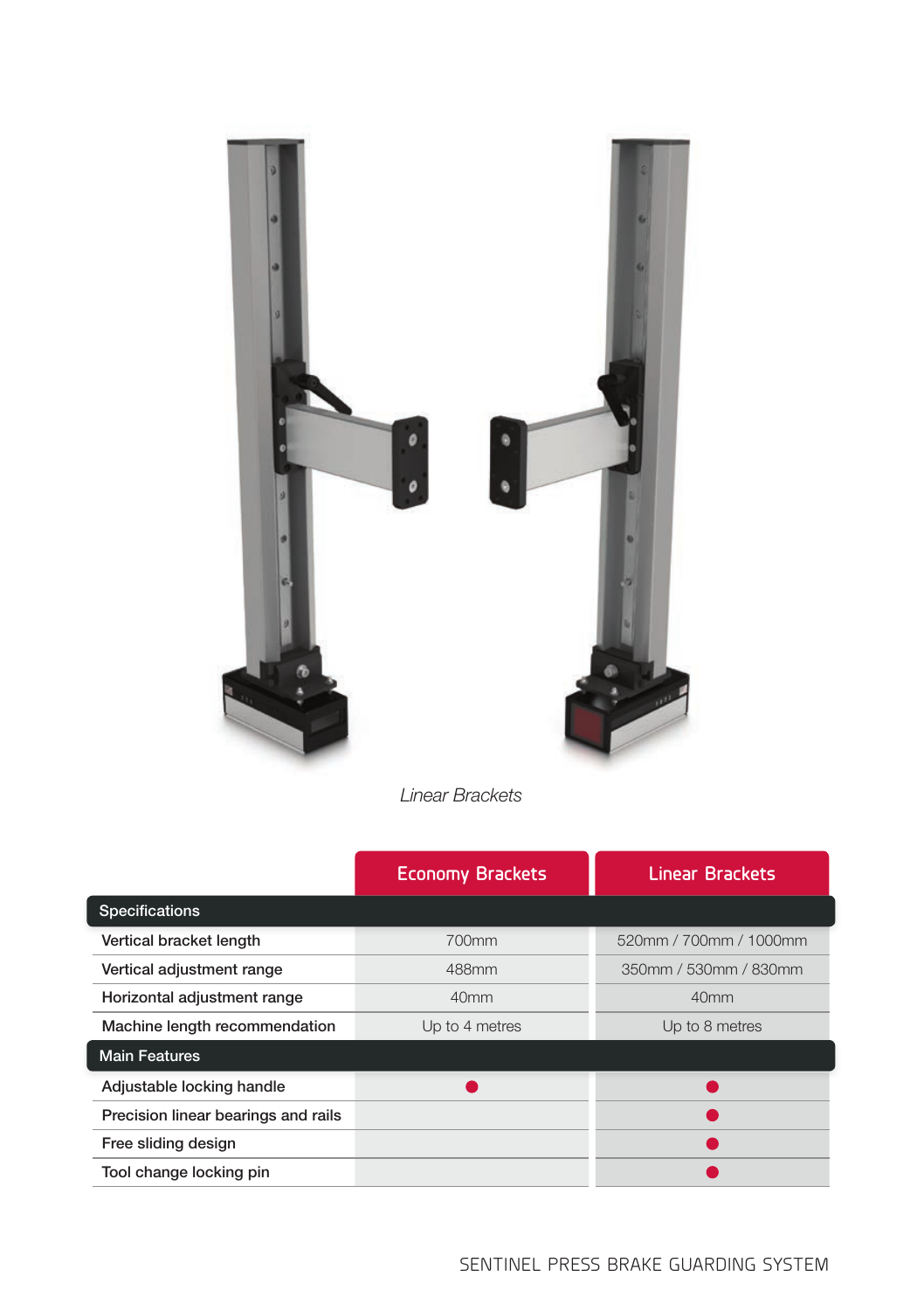*Linear Brackets*

| | Economy Brackets | Linear Brackets |
|---|---|---|
| **Specifications** | | |
| Vertical bracket length | 700mm | 520mm / 700mm / 1000mm |
| Vertical adjustment range | 488mm | 350mm / 530mm / 830mm |
| Horizontal adjustment range | 40mm | 40mm |
| Machine length recommendation | Up to 4 metres | Up to 8 metres |
| **Main Features** | | |
| Adjustable locking handle | ● | ● |
| Precision linear bearings and rails | | ● |
| Free sliding design | | ● |
| Tool change locking pin | | ● |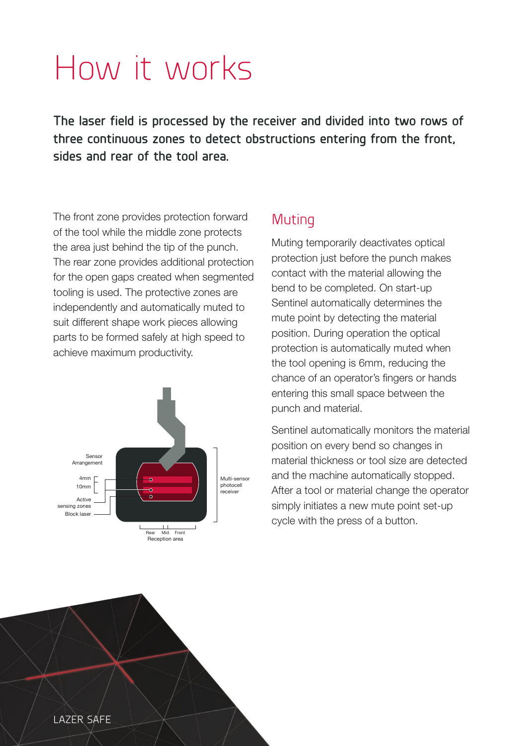# How it works

**The laser field is processed by the receiver and divided into two rows of three continuous zones to detect obstructions entering from the front, sides and rear of the tool area.**

The front zone provides protection forward of the tool while the middle zone protects the area just behind the tip of the punch. The rear zone provides additional protection for the open gaps created when segmented tooling is used. The protective zones are independently and automatically muted to suit different shape work pieces allowing parts to be formed safely at high speed to achieve maximum productivity.

Sensor Arrangement

4mm

10mm

Active sensing zones

Block laser

Multi-sensor photocell receiver

Rear Mid Front

Reception area

## Muting

Muting temporarily deactivates optical protection just before the punch makes contact with the material allowing the bend to be completed. On start-up Sentinel automatically determines the mute point by detecting the material position. During operation the optical protection is automatically muted when the tool opening is 6mm, reducing the chance of an operator's fingers or hands entering this small space between the punch and material.

Sentinel automatically monitors the material position on every bend so changes in material thickness or tool size are detected and the machine automatically stopped. After a tool or material change the operator simply initiates a new mute point set-up cycle with the press of a button.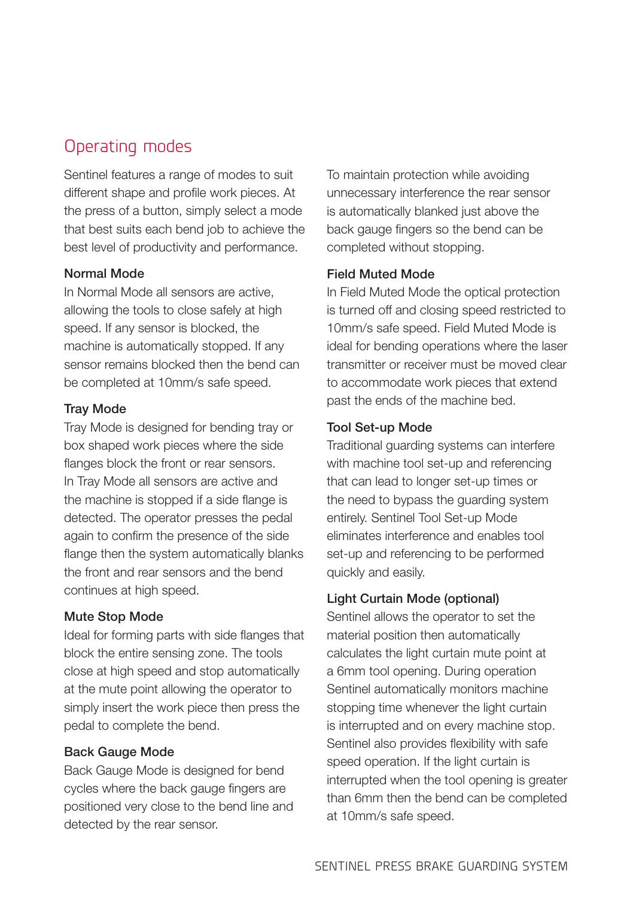## Operating modes

Sentinel features a range of modes to suit different shape and profile work pieces. At the press of a button, simply select a mode that best suits each bend job to achieve the best level of productivity and performance.

### Normal Mode

In Normal Mode all sensors are active, allowing the tools to close safely at high speed. If any sensor is blocked, the machine is automatically stopped. If any sensor remains blocked then the bend can be completed at 10mm/s safe speed.

### Tray Mode

Tray Mode is designed for bending tray or box shaped work pieces where the side flanges block the front or rear sensors. In Tray Mode all sensors are active and the machine is stopped if a side flange is detected. The operator presses the pedal again to confirm the presence of the side flange then the system automatically blanks the front and rear sensors and the bend continues at high speed.

### Mute Stop Mode

Ideal for forming parts with side flanges that block the entire sensing zone. The tools close at high speed and stop automatically at the mute point allowing the operator to simply insert the work piece then press the pedal to complete the bend.

### Back Gauge Mode

Back Gauge Mode is designed for bend cycles where the back gauge fingers are positioned very close to the bend line and detected by the rear sensor.

To maintain protection while avoiding unnecessary interference the rear sensor is automatically blanked just above the back gauge fingers so the bend can be completed without stopping.

### Field Muted Mode

In Field Muted Mode the optical protection is turned off and closing speed restricted to 10mm/s safe speed. Field Muted Mode is ideal for bending operations where the laser transmitter or receiver must be moved clear to accommodate work pieces that extend past the ends of the machine bed.

### Tool Set-up Mode

Traditional guarding systems can interfere with machine tool set-up and referencing that can lead to longer set-up times or the need to bypass the guarding system entirely. Sentinel Tool Set-up Mode eliminates interference and enables tool set-up and referencing to be performed quickly and easily.

### Light Curtain Mode (optional)

Sentinel allows the operator to set the material position then automatically calculates the light curtain mute point at a 6mm tool opening. During operation Sentinel automatically monitors machine stopping time whenever the light curtain is interrupted and on every machine stop. Sentinel also provides flexibility with safe speed operation. If the light curtain is interrupted when the tool opening is greater than 6mm then the bend can be completed at 10mm/s safe speed.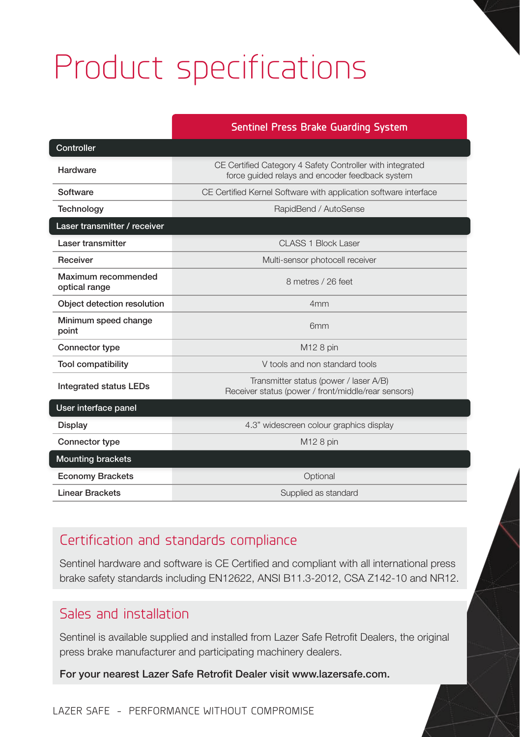# Product specifications

| | Sentinel Press Brake Guarding System |
|---|---|
| **Controller** | |
| Hardware | CE Certified Category 4 Safety Controller with integrated force guided relays and encoder feedback system |
| Software | CE Certified Kernel Software with application software interface |
| Technology | RapidBend / AutoSense |
| **Laser transmitter / receiver** | |
| Laser transmitter | CLASS 1 Block Laser |
| Receiver | Multi-sensor photocell receiver |
| Maximum recommended optical range | 8 metres / 26 feet |
| Object detection resolution | 4mm |
| Minimum speed change point | 6mm |
| Connector type | M12 8 pin |
| Tool compatibility | V tools and non standard tools |
| Integrated status LEDs | Transmitter status (power / laser A/B)<br>Receiver status (power / front/middle/rear sensors) |
| **User interface panel** | |
| Display | 4.3" widescreen colour graphics display |
| Connector type | M12 8 pin |
| **Mounting brackets** | |
| Economy Brackets | Optional |
| Linear Brackets | Supplied as standard |

## Certification and standards compliance

Sentinel hardware and software is CE Certified and compliant with all international press brake safety standards including EN12622, ANSI B11.3-2012, CSA Z142-10 and NR12.

## Sales and installation

Sentinel is available supplied and installed from Lazer Safe Retrofit Dealers, the original press brake manufacturer and participating machinery dealers.

**For your nearest Lazer Safe Retrofit Dealer visit www.lazersafe.com.**

LAZER SAFE - PERFORMANCE WITHOUT COMPROMISE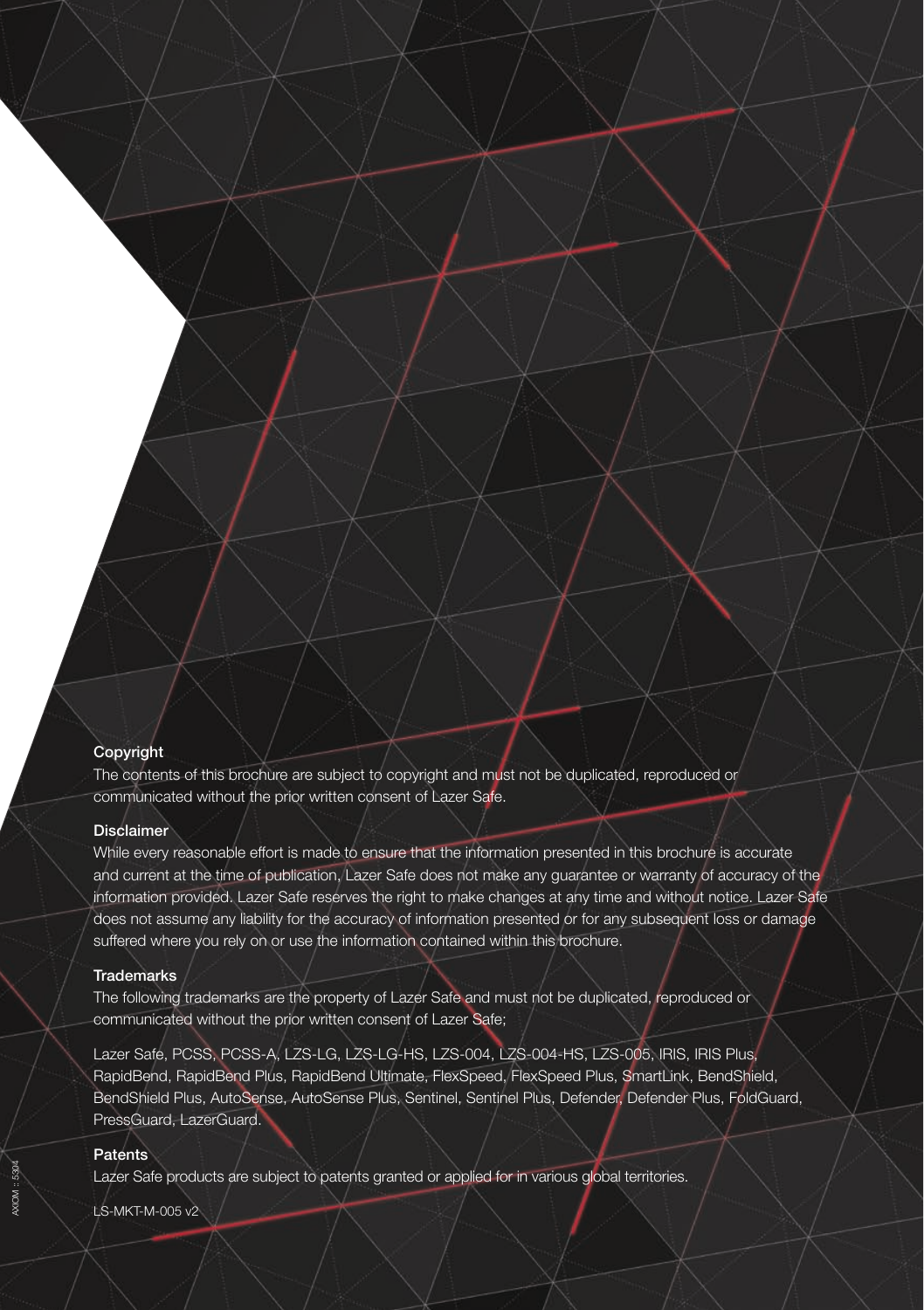## Copyright

The contents of this brochure are subject to copyright and must not be duplicated, reproduced or communicated without the prior written consent of Lazer Safe.

## Disclaimer

While every reasonable effort is made to ensure that the information presented in this brochure is accurate and current at the time of publication, Lazer Safe does not make any guarantee or warranty of accuracy of the information provided. Lazer Safe reserves the right to make changes at any time and without notice. Lazer Safe does not assume any liability for the accuracy of information presented or for any subsequent loss or damage suffered where you rely on or use the information contained within this brochure.

## Trademarks

The following trademarks are the property of Lazer Safe and must not be duplicated, reproduced or communicated without the prior written consent of Lazer Safe;

Lazer Safe, PCSS, PCSS-A, LZS-LG, LZS-LG-HS, LZS-004, LZS-004-HS, LZS-005, IRIS, IRIS Plus, RapidBend, RapidBend Plus, RapidBend Ultimate, FlexSpeed, FlexSpeed Plus, SmartLink, BendShield, BendShield Plus, AutoSense, AutoSense Plus, Sentinel, Sentinel Plus, Defender, Defender Plus, FoldGuard, PressGuard, LazerGuard.

## Patents

Lazer Safe products are subject to patents granted or applied for in various global territories.

LS-MKT-M-005 v2

AXIOM :: 5304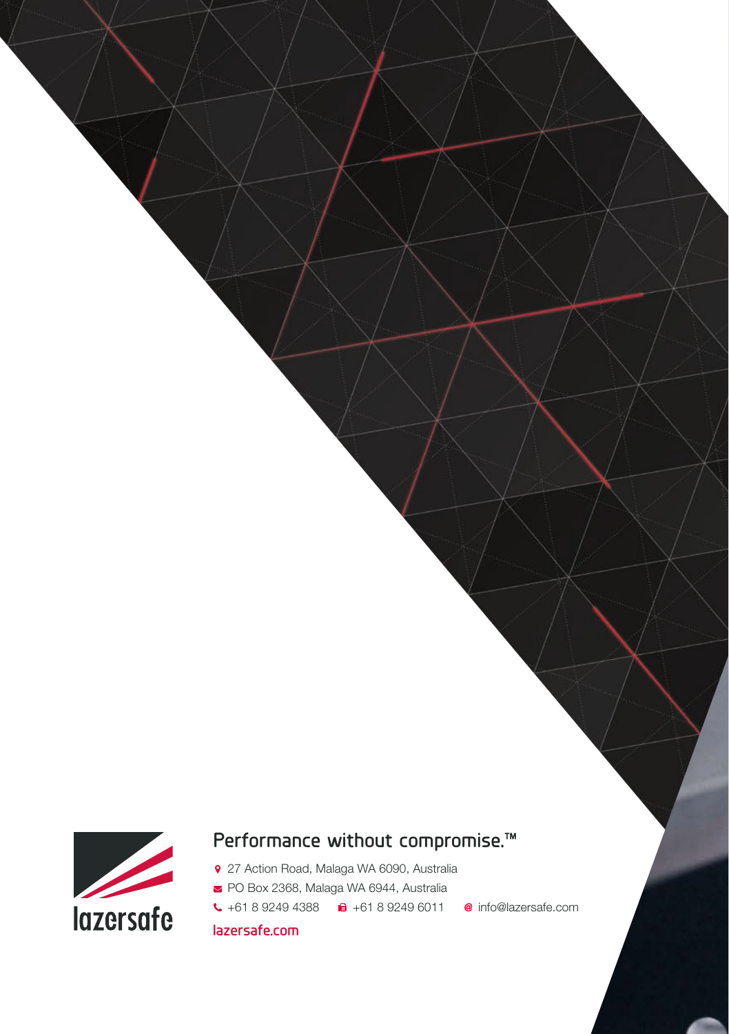lazersafe

Performance without compromise.™

27 Action Road, Malaga WA 6090, Australia

PO Box 2368, Malaga WA 6944, Australia

+61 8 9249 4388 +61 8 9249 6011 info@lazersafe.com

lazersafe.com